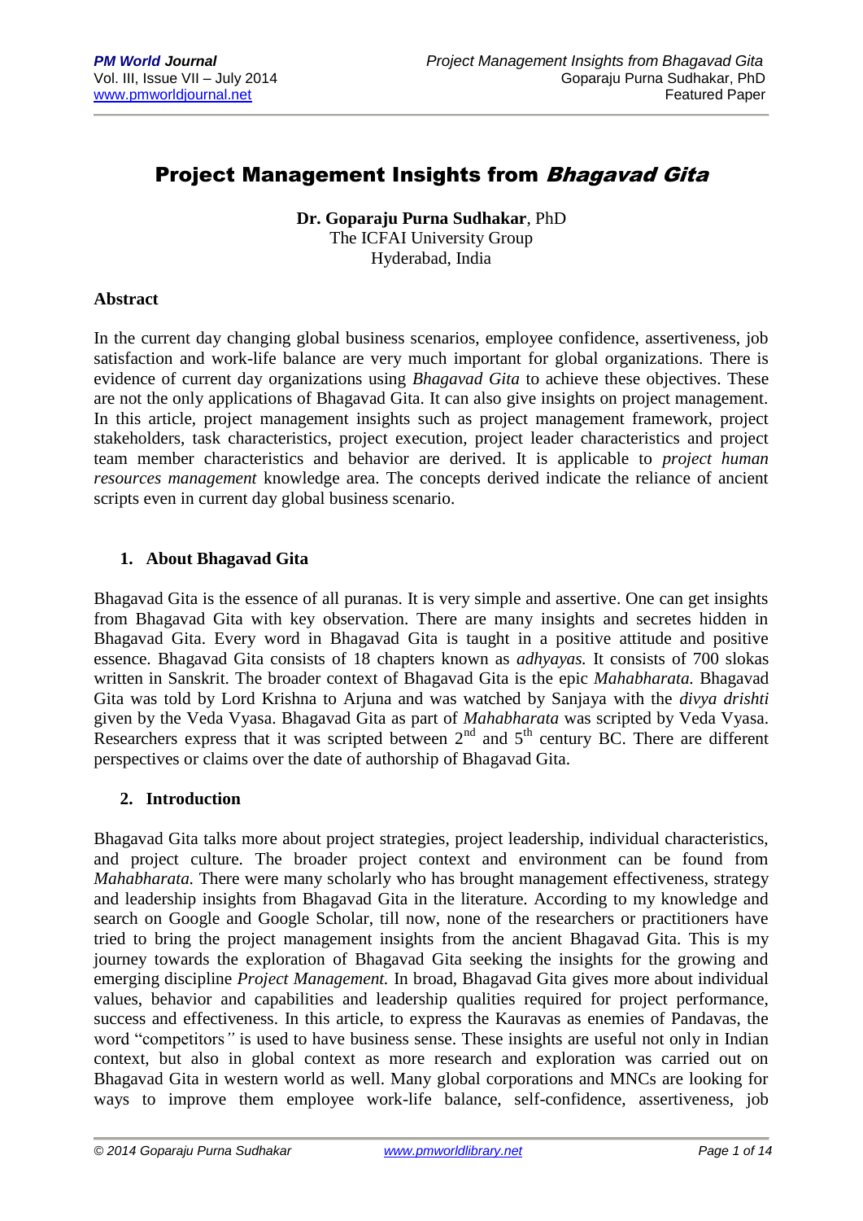# Project Management Insights from *Bhagavad Gita*

**Dr. Goparaju Purna Sudhakar**, PhD
The ICFAI University Group
Hyderabad, India

## Abstract

In the current day changing global business scenarios, employee confidence, assertiveness, job satisfaction and work-life balance are very much important for global organizations. There is evidence of current day organizations using *Bhagavad Gita* to achieve these objectives. These are not the only applications of Bhagavad Gita. It can also give insights on project management. In this article, project management insights such as project management framework, project stakeholders, task characteristics, project execution, project leader characteristics and project team member characteristics and behavior are derived. It is applicable to *project human resources management* knowledge area. The concepts derived indicate the reliance of ancient scripts even in current day global business scenario.

## 1. About Bhagavad Gita

Bhagavad Gita is the essence of all puranas. It is very simple and assertive. One can get insights from Bhagavad Gita with key observation. There are many insights and secretes hidden in Bhagavad Gita. Every word in Bhagavad Gita is taught in a positive attitude and positive essence. Bhagavad Gita consists of 18 chapters known as *adhyayas.* It consists of 700 slokas written in Sanskrit. The broader context of Bhagavad Gita is the epic *Mahabharata.* Bhagavad Gita was told by Lord Krishna to Arjuna and was watched by Sanjaya with the *divya drishti* given by the Veda Vyasa. Bhagavad Gita as part of *Mahabharata* was scripted by Veda Vyasa. Researchers express that it was scripted between 2nd and 5th century BC. There are different perspectives or claims over the date of authorship of Bhagavad Gita.

## 2. Introduction

Bhagavad Gita talks more about project strategies, project leadership, individual characteristics, and project culture. The broader project context and environment can be found from *Mahabharata.* There were many scholarly who has brought management effectiveness, strategy and leadership insights from Bhagavad Gita in the literature. According to my knowledge and search on Google and Google Scholar, till now, none of the researchers or practitioners have tried to bring the project management insights from the ancient Bhagavad Gita. This is my journey towards the exploration of Bhagavad Gita seeking the insights for the growing and emerging discipline *Project Management.* In broad, Bhagavad Gita gives more about individual values, behavior and capabilities and leadership qualities required for project performance, success and effectiveness. In this article, to express the Kauravas as enemies of Pandavas, the word "competitors" is used to have business sense. These insights are useful not only in Indian context, but also in global context as more research and exploration was carried out on Bhagavad Gita in western world as well. Many global corporations and MNCs are looking for ways to improve them employee work-life balance, self-confidence, assertiveness, job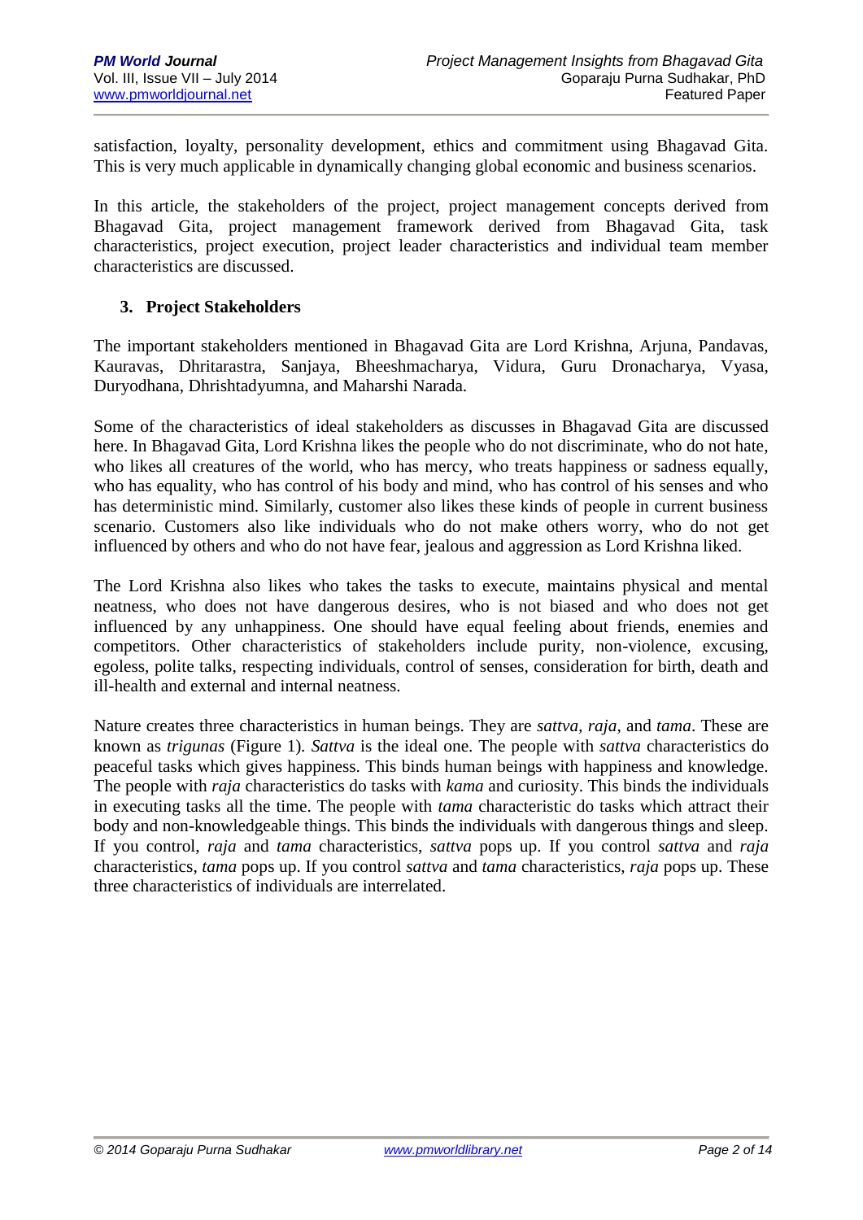satisfaction, loyalty, personality development, ethics and commitment using Bhagavad Gita. This is very much applicable in dynamically changing global economic and business scenarios.

In this article, the stakeholders of the project, project management concepts derived from Bhagavad Gita, project management framework derived from Bhagavad Gita, task characteristics, project execution, project leader characteristics and individual team member characteristics are discussed.

## 3. Project Stakeholders

The important stakeholders mentioned in Bhagavad Gita are Lord Krishna, Arjuna, Pandavas, Kauravas, Dhritarastra, Sanjaya, Bheeshmacharya, Vidura, Guru Dronacharya, Vyasa, Duryodhana, Dhrishtadyumna, and Maharshi Narada.

Some of the characteristics of ideal stakeholders as discusses in Bhagavad Gita are discussed here. In Bhagavad Gita, Lord Krishna likes the people who do not discriminate, who do not hate, who likes all creatures of the world, who has mercy, who treats happiness or sadness equally, who has equality, who has control of his body and mind, who has control of his senses and who has deterministic mind. Similarly, customer also likes these kinds of people in current business scenario. Customers also like individuals who do not make others worry, who do not get influenced by others and who do not have fear, jealous and aggression as Lord Krishna liked.

The Lord Krishna also likes who takes the tasks to execute, maintains physical and mental neatness, who does not have dangerous desires, who is not biased and who does not get influenced by any unhappiness. One should have equal feeling about friends, enemies and competitors. Other characteristics of stakeholders include purity, non-violence, excusing, egoless, polite talks, respecting individuals, control of senses, consideration for birth, death and ill-health and external and internal neatness.

Nature creates three characteristics in human beings. They are *sattva*, *raja*, and *tama*. These are known as *trigunas* (Figure 1). *Sattva* is the ideal one. The people with *sattva* characteristics do peaceful tasks which gives happiness. This binds human beings with happiness and knowledge. The people with *raja* characteristics do tasks with *kama* and curiosity. This binds the individuals in executing tasks all the time. The people with *tama* characteristic do tasks which attract their body and non-knowledgeable things. This binds the individuals with dangerous things and sleep. If you control, *raja* and *tama* characteristics, *sattva* pops up. If you control *sattva* and *raja* characteristics, *tama* pops up. If you control *sattva* and *tama* characteristics, *raja* pops up. These three characteristics of individuals are interrelated.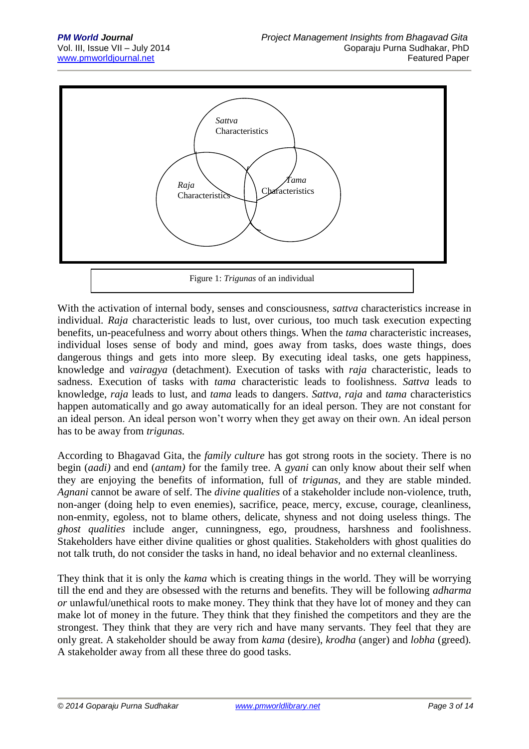Sattva Characteristics

Raja Characteristics

Tama Characteristics

Figure 1: *Trigunas* of an individual

With the activation of internal body, senses and consciousness, *sattva* characteristics increase in individual. *Raja* characteristic leads to lust, over curious, too much task execution expecting benefits, un-peacefulness and worry about others things. When the *tama* characteristic increases, individual loses sense of body and mind, goes away from tasks, does waste things, does dangerous things and gets into more sleep. By executing ideal tasks, one gets happiness, knowledge and *vairagya* (detachment). Execution of tasks with *raja* characteristic, leads to sadness. Execution of tasks with *tama* characteristic leads to foolishness. *Sattva* leads to knowledge, *raja* leads to lust, and *tama* leads to dangers. *Sattva, raja* and *tama* characteristics happen automatically and go away automatically for an ideal person. They are not constant for an ideal person. An ideal person won't worry when they get away on their own. An ideal person has to be away from *trigunas.*

According to Bhagavad Gita, the *family culture* has got strong roots in the society. There is no begin (*aadi)* and end (*antam)* for the family tree. A *gyani* can only know about their self when they are enjoying the benefits of information, full of *trigunas,* and they are stable minded. *Agnani* cannot be aware of self. The *divine qualities* of a stakeholder include non-violence, truth, non-anger (doing help to even enemies), sacrifice, peace, mercy, excuse, courage, cleanliness, non-enmity, egoless, not to blame others, delicate, shyness and not doing useless things. The *ghost qualities* include anger, cunningness, ego, proudness, harshness and foolishness. Stakeholders have either divine qualities or ghost qualities. Stakeholders with ghost qualities do not talk truth, do not consider the tasks in hand, no ideal behavior and no external cleanliness.

They think that it is only the *kama* which is creating things in the world. They will be worrying till the end and they are obsessed with the returns and benefits. They will be following *adharma or* unlawful/unethical roots to make money. They think that they have lot of money and they can make lot of money in the future. They think that they finished the competitors and they are the strongest. They think that they are very rich and have many servants. They feel that they are only great. A stakeholder should be away from *kama* (desire), *krodha* (anger) and *lobha* (greed). A stakeholder away from all these three do good tasks.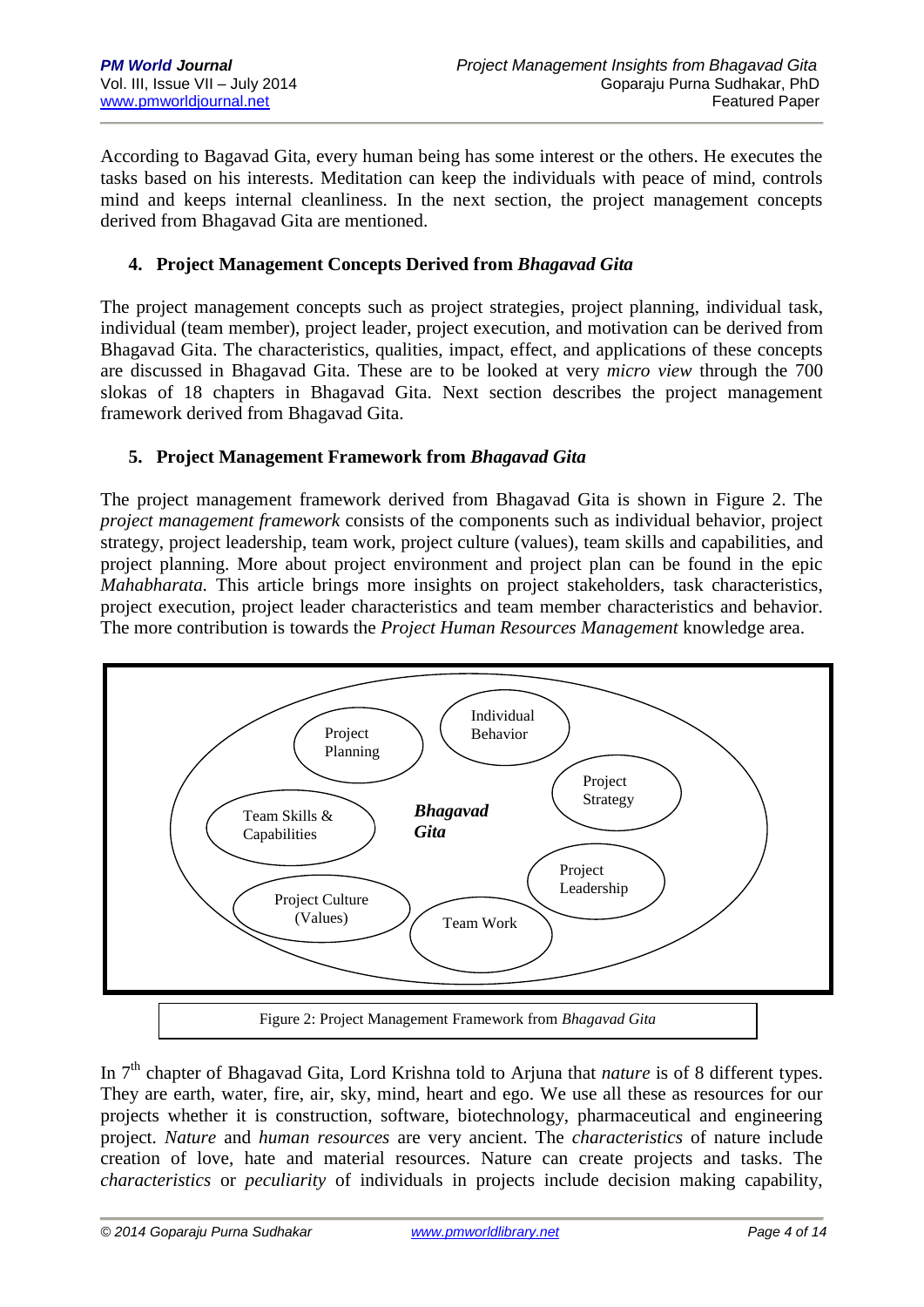According to Bagavad Gita, every human being has some interest or the others. He executes the tasks based on his interests. Meditation can keep the individuals with peace of mind, controls mind and keeps internal cleanliness. In the next section, the project management concepts derived from Bhagavad Gita are mentioned.

## 4. Project Management Concepts Derived from *Bhagavad Gita*

The project management concepts such as project strategies, project planning, individual task, individual (team member), project leader, project execution, and motivation can be derived from Bhagavad Gita. The characteristics, qualities, impact, effect, and applications of these concepts are discussed in Bhagavad Gita. These are to be looked at very *micro view* through the 700 slokas of 18 chapters in Bhagavad Gita. Next section describes the project management framework derived from Bhagavad Gita.

## 5. Project Management Framework from *Bhagavad Gita*

The project management framework derived from Bhagavad Gita is shown in Figure 2. The *project management framework* consists of the components such as individual behavior, project strategy, project leadership, team work, project culture (values), team skills and capabilities, and project planning. More about project environment and project plan can be found in the epic *Mahabharata.* This article brings more insights on project stakeholders, task characteristics, project execution, project leader characteristics and team member characteristics and behavior. The more contribution is towards the *Project Human Resources Management* knowledge area.

***Bhagavad Gita***

- Project Planning
- Individual Behavior
- Project Strategy
- Team Skills & Capabilities
- Project Leadership
- Project Culture (Values)
- Team Work

Figure 2: Project Management Framework from *Bhagavad Gita*

In 7th chapter of Bhagavad Gita, Lord Krishna told to Arjuna that *nature* is of 8 different types. They are earth, water, fire, air, sky, mind, heart and ego. We use all these as resources for our projects whether it is construction, software, biotechnology, pharmaceutical and engineering project. *Nature* and *human resources* are very ancient. The *characteristics* of nature include creation of love, hate and material resources. Nature can create projects and tasks. The *characteristics* or *peculiarity* of individuals in projects include decision making capability,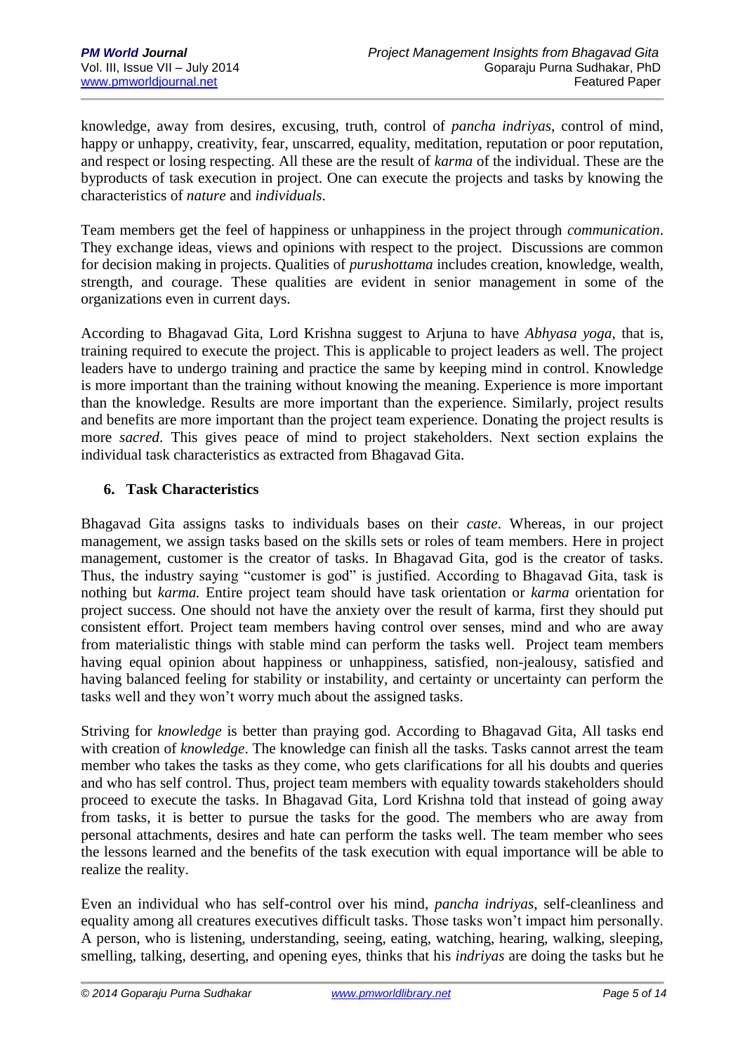knowledge, away from desires, excusing, truth, control of *pancha indriyas*, control of mind, happy or unhappy, creativity, fear, unscarred, equality, meditation, reputation or poor reputation, and respect or losing respecting. All these are the result of *karma* of the individual. These are the byproducts of task execution in project. One can execute the projects and tasks by knowing the characteristics of *nature* and *individuals*.

Team members get the feel of happiness or unhappiness in the project through *communication*. They exchange ideas, views and opinions with respect to the project. Discussions are common for decision making in projects. Qualities of *purushottama* includes creation, knowledge, wealth, strength, and courage. These qualities are evident in senior management in some of the organizations even in current days.

According to Bhagavad Gita, Lord Krishna suggest to Arjuna to have *Abhyasa yoga*, that is, training required to execute the project. This is applicable to project leaders as well. The project leaders have to undergo training and practice the same by keeping mind in control. Knowledge is more important than the training without knowing the meaning. Experience is more important than the knowledge. Results are more important than the experience. Similarly, project results and benefits are more important than the project team experience. Donating the project results is more *sacred*. This gives peace of mind to project stakeholders. Next section explains the individual task characteristics as extracted from Bhagavad Gita.

## 6. Task Characteristics

Bhagavad Gita assigns tasks to individuals bases on their *caste*. Whereas, in our project management, we assign tasks based on the skills sets or roles of team members. Here in project management, customer is the creator of tasks. In Bhagavad Gita, god is the creator of tasks. Thus, the industry saying "customer is god" is justified. According to Bhagavad Gita, task is nothing but *karma.* Entire project team should have task orientation or *karma* orientation for project success. One should not have the anxiety over the result of karma, first they should put consistent effort. Project team members having control over senses, mind and who are away from materialistic things with stable mind can perform the tasks well. Project team members having equal opinion about happiness or unhappiness, satisfied, non-jealousy, satisfied and having balanced feeling for stability or instability, and certainty or uncertainty can perform the tasks well and they won't worry much about the assigned tasks.

Striving for *knowledge* is better than praying god. According to Bhagavad Gita, All tasks end with creation of *knowledge*. The knowledge can finish all the tasks. Tasks cannot arrest the team member who takes the tasks as they come, who gets clarifications for all his doubts and queries and who has self control. Thus, project team members with equality towards stakeholders should proceed to execute the tasks. In Bhagavad Gita, Lord Krishna told that instead of going away from tasks, it is better to pursue the tasks for the good. The members who are away from personal attachments, desires and hate can perform the tasks well. The team member who sees the lessons learned and the benefits of the task execution with equal importance will be able to realize the reality.

Even an individual who has self-control over his mind, *pancha indriyas*, self-cleanliness and equality among all creatures executives difficult tasks. Those tasks won't impact him personally. A person, who is listening, understanding, seeing, eating, watching, hearing, walking, sleeping, smelling, talking, deserting, and opening eyes, thinks that his *indriyas* are doing the tasks but he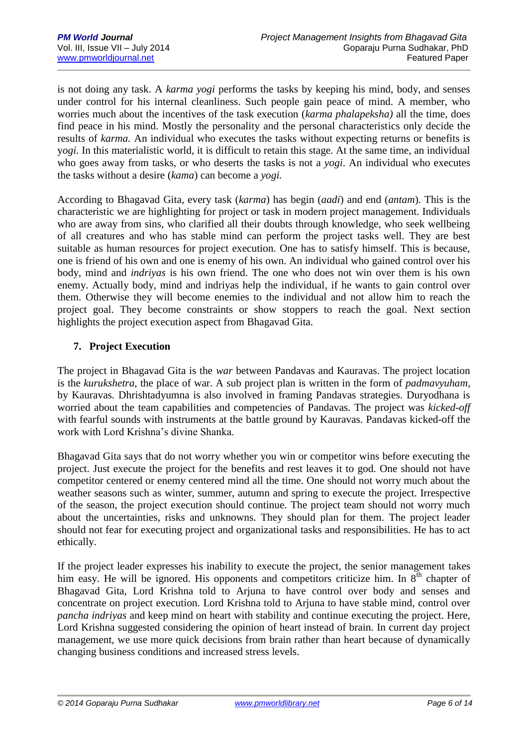is not doing any task. A *karma yogi* performs the tasks by keeping his mind, body, and senses under control for his internal cleanliness. Such people gain peace of mind. A member, who worries much about the incentives of the task execution (*karma phalapeksha)* all the time, does find peace in his mind. Mostly the personality and the personal characteristics only decide the results of *karma.* An individual who executes the tasks without expecting returns or benefits is y*ogi.* In this materialistic world, it is difficult to retain this stage. At the same time, an individual who goes away from tasks, or who deserts the tasks is not a *yogi*. An individual who executes the tasks without a desire (*kama*) can become a *yogi.*

According to Bhagavad Gita, every task (*karma*) has begin (*aadi*) and end (*antam*). This is the characteristic we are highlighting for project or task in modern project management. Individuals who are away from sins, who clarified all their doubts through knowledge, who seek wellbeing of all creatures and who has stable mind can perform the project tasks well. They are best suitable as human resources for project execution. One has to satisfy himself. This is because, one is friend of his own and one is enemy of his own. An individual who gained control over his body, mind and *indriyas* is his own friend. The one who does not win over them is his own enemy. Actually body, mind and indriyas help the individual, if he wants to gain control over them. Otherwise they will become enemies to the individual and not allow him to reach the project goal. They become constraints or show stoppers to reach the goal. Next section highlights the project execution aspect from Bhagavad Gita.

## 7. Project Execution

The project in Bhagavad Gita is the *war* between Pandavas and Kauravas. The project location is the *kurukshetra*, the place of war. A sub project plan is written in the form of *padmavyuham*, by Kauravas. Dhrishtadyumna is also involved in framing Pandavas strategies. Duryodhana is worried about the team capabilities and competencies of Pandavas. The project was *kicked-off* with fearful sounds with instruments at the battle ground by Kauravas. Pandavas kicked-off the work with Lord Krishna's divine Shanka.

Bhagavad Gita says that do not worry whether you win or competitor wins before executing the project. Just execute the project for the benefits and rest leaves it to god. One should not have competitor centered or enemy centered mind all the time. One should not worry much about the weather seasons such as winter, summer, autumn and spring to execute the project. Irrespective of the season, the project execution should continue. The project team should not worry much about the uncertainties, risks and unknowns. They should plan for them. The project leader should not fear for executing project and organizational tasks and responsibilities. He has to act ethically.

If the project leader expresses his inability to execute the project, the senior management takes him easy. He will be ignored. His opponents and competitors criticize him. In 8th chapter of Bhagavad Gita, Lord Krishna told to Arjuna to have control over body and senses and concentrate on project execution. Lord Krishna told to Arjuna to have stable mind, control over *pancha indriyas* and keep mind on heart with stability and continue executing the project. Here, Lord Krishna suggested considering the opinion of heart instead of brain. In current day project management, we use more quick decisions from brain rather than heart because of dynamically changing business conditions and increased stress levels.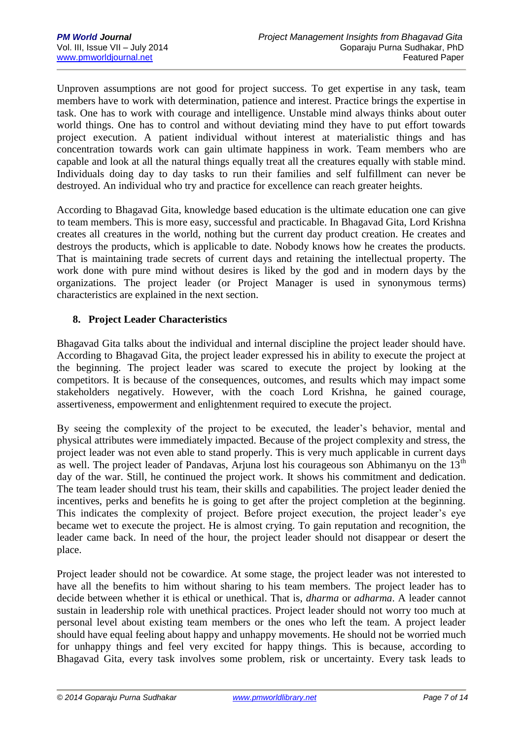Unproven assumptions are not good for project success. To get expertise in any task, team members have to work with determination, patience and interest. Practice brings the expertise in task. One has to work with courage and intelligence. Unstable mind always thinks about outer world things. One has to control and without deviating mind they have to put effort towards project execution. A patient individual without interest at materialistic things and has concentration towards work can gain ultimate happiness in work. Team members who are capable and look at all the natural things equally treat all the creatures equally with stable mind. Individuals doing day to day tasks to run their families and self fulfillment can never be destroyed. An individual who try and practice for excellence can reach greater heights.

According to Bhagavad Gita, knowledge based education is the ultimate education one can give to team members. This is more easy, successful and practicable. In Bhagavad Gita, Lord Krishna creates all creatures in the world, nothing but the current day product creation. He creates and destroys the products, which is applicable to date. Nobody knows how he creates the products. That is maintaining trade secrets of current days and retaining the intellectual property. The work done with pure mind without desires is liked by the god and in modern days by the organizations. The project leader (or Project Manager is used in synonymous terms) characteristics are explained in the next section.

## 8. Project Leader Characteristics

Bhagavad Gita talks about the individual and internal discipline the project leader should have. According to Bhagavad Gita, the project leader expressed his in ability to execute the project at the beginning. The project leader was scared to execute the project by looking at the competitors. It is because of the consequences, outcomes, and results which may impact some stakeholders negatively. However, with the coach Lord Krishna, he gained courage, assertiveness, empowerment and enlightenment required to execute the project.

By seeing the complexity of the project to be executed, the leader's behavior, mental and physical attributes were immediately impacted. Because of the project complexity and stress, the project leader was not even able to stand properly. This is very much applicable in current days as well. The project leader of Pandavas, Arjuna lost his courageous son Abhimanyu on the 13th day of the war. Still, he continued the project work. It shows his commitment and dedication. The team leader should trust his team, their skills and capabilities. The project leader denied the incentives, perks and benefits he is going to get after the project completion at the beginning. This indicates the complexity of project. Before project execution, the project leader's eye became wet to execute the project. He is almost crying. To gain reputation and recognition, the leader came back. In need of the hour, the project leader should not disappear or desert the place.

Project leader should not be cowardice. At some stage, the project leader was not interested to have all the benefits to him without sharing to his team members. The project leader has to decide between whether it is ethical or unethical. That is, *dharma* or *adharma*. A leader cannot sustain in leadership role with unethical practices. Project leader should not worry too much at personal level about existing team members or the ones who left the team. A project leader should have equal feeling about happy and unhappy movements. He should not be worried much for unhappy things and feel very excited for happy things. This is because, according to Bhagavad Gita, every task involves some problem, risk or uncertainty. Every task leads to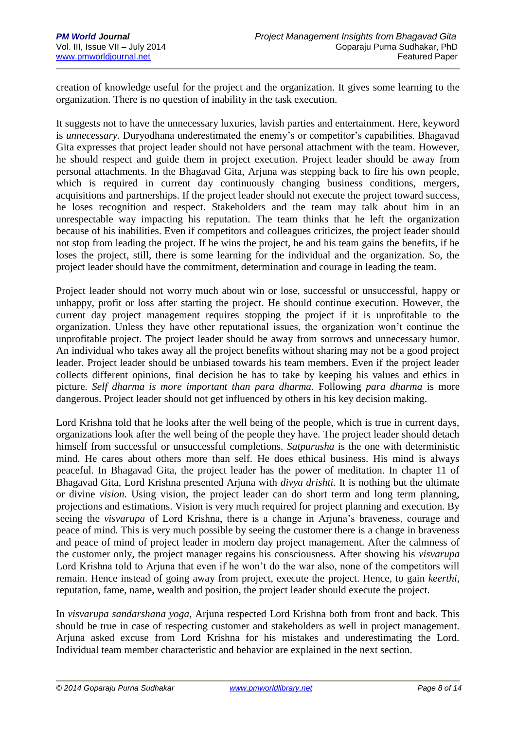creation of knowledge useful for the project and the organization. It gives some learning to the organization. There is no question of inability in the task execution.

It suggests not to have the unnecessary luxuries, lavish parties and entertainment. Here, keyword is *unnecessary.* Duryodhana underestimated the enemy's or competitor's capabilities. Bhagavad Gita expresses that project leader should not have personal attachment with the team. However, he should respect and guide them in project execution. Project leader should be away from personal attachments. In the Bhagavad Gita, Arjuna was stepping back to fire his own people, which is required in current day continuously changing business conditions, mergers, acquisitions and partnerships. If the project leader should not execute the project toward success, he loses recognition and respect. Stakeholders and the team may talk about him in an unrespectable way impacting his reputation. The team thinks that he left the organization because of his inabilities. Even if competitors and colleagues criticizes, the project leader should not stop from leading the project. If he wins the project, he and his team gains the benefits, if he loses the project, still, there is some learning for the individual and the organization. So, the project leader should have the commitment, determination and courage in leading the team.

Project leader should not worry much about win or lose, successful or unsuccessful, happy or unhappy, profit or loss after starting the project. He should continue execution. However, the current day project management requires stopping the project if it is unprofitable to the organization. Unless they have other reputational issues, the organization won't continue the unprofitable project. The project leader should be away from sorrows and unnecessary humor. An individual who takes away all the project benefits without sharing may not be a good project leader. Project leader should be unbiased towards his team members. Even if the project leader collects different opinions, final decision he has to take by keeping his values and ethics in picture. *Self dharma is more important than para dharma.* Following *para dharma* is more dangerous. Project leader should not get influenced by others in his key decision making.

Lord Krishna told that he looks after the well being of the people, which is true in current days, organizations look after the well being of the people they have. The project leader should detach himself from successful or unsuccessful completions. *Satpurusha* is the one with deterministic mind. He cares about others more than self. He does ethical business. His mind is always peaceful. In Bhagavad Gita, the project leader has the power of meditation. In chapter 11 of Bhagavad Gita, Lord Krishna presented Arjuna with *divya drishti.* It is nothing but the ultimate or divine *vision.* Using vision, the project leader can do short term and long term planning, projections and estimations. Vision is very much required for project planning and execution. By seeing the *visvarupa* of Lord Krishna, there is a change in Arjuna's braveness, courage and peace of mind. This is very much possible by seeing the customer there is a change in braveness and peace of mind of project leader in modern day project management. After the calmness of the customer only, the project manager regains his consciousness. After showing his *visvarupa* Lord Krishna told to Arjuna that even if he won't do the war also, none of the competitors will remain. Hence instead of going away from project, execute the project. Hence, to gain *keerthi*, reputation, fame, name, wealth and position, the project leader should execute the project.

In *visvarupa sandarshana yoga*, Arjuna respected Lord Krishna both from front and back. This should be true in case of respecting customer and stakeholders as well in project management. Arjuna asked excuse from Lord Krishna for his mistakes and underestimating the Lord. Individual team member characteristic and behavior are explained in the next section.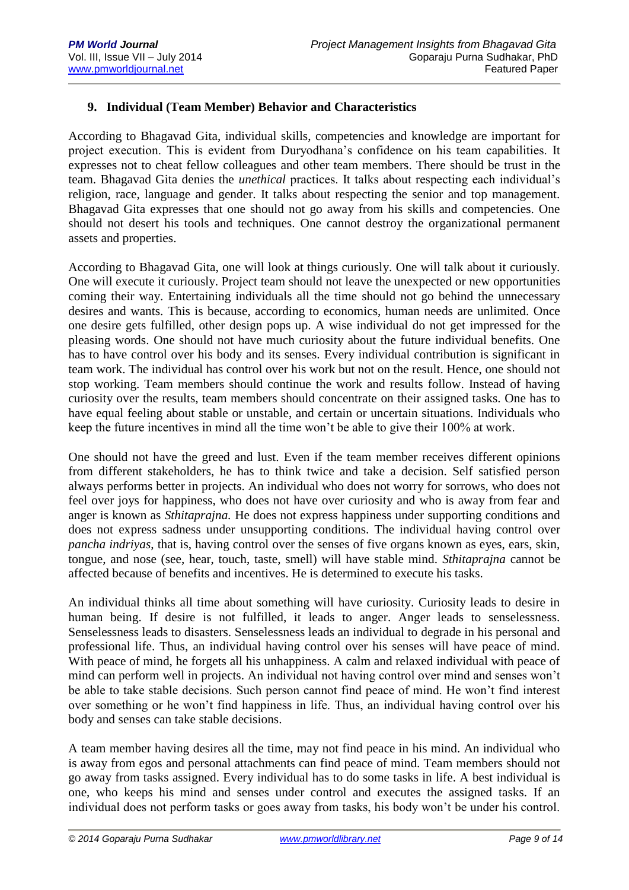### 9. Individual (Team Member) Behavior and Characteristics

According to Bhagavad Gita, individual skills, competencies and knowledge are important for project execution. This is evident from Duryodhana's confidence on his team capabilities. It expresses not to cheat fellow colleagues and other team members. There should be trust in the team. Bhagavad Gita denies the *unethical* practices. It talks about respecting each individual's religion, race, language and gender. It talks about respecting the senior and top management. Bhagavad Gita expresses that one should not go away from his skills and competencies. One should not desert his tools and techniques. One cannot destroy the organizational permanent assets and properties.

According to Bhagavad Gita, one will look at things curiously. One will talk about it curiously. One will execute it curiously. Project team should not leave the unexpected or new opportunities coming their way. Entertaining individuals all the time should not go behind the unnecessary desires and wants. This is because, according to economics, human needs are unlimited. Once one desire gets fulfilled, other design pops up. A wise individual do not get impressed for the pleasing words. One should not have much curiosity about the future individual benefits. One has to have control over his body and its senses. Every individual contribution is significant in team work. The individual has control over his work but not on the result. Hence, one should not stop working. Team members should continue the work and results follow. Instead of having curiosity over the results, team members should concentrate on their assigned tasks. One has to have equal feeling about stable or unstable, and certain or uncertain situations. Individuals who keep the future incentives in mind all the time won't be able to give their 100% at work.

One should not have the greed and lust. Even if the team member receives different opinions from different stakeholders, he has to think twice and take a decision. Self satisfied person always performs better in projects. An individual who does not worry for sorrows, who does not feel over joys for happiness, who does not have over curiosity and who is away from fear and anger is known as *Sthitaprajna.* He does not express happiness under supporting conditions and does not express sadness under unsupporting conditions. The individual having control over *pancha indriyas*, that is, having control over the senses of five organs known as eyes, ears, skin, tongue, and nose (see, hear, touch, taste, smell) will have stable mind. *Sthitaprajna* cannot be affected because of benefits and incentives. He is determined to execute his tasks.

An individual thinks all time about something will have curiosity. Curiosity leads to desire in human being. If desire is not fulfilled, it leads to anger. Anger leads to senselessness. Senselessness leads to disasters. Senselessness leads an individual to degrade in his personal and professional life. Thus, an individual having control over his senses will have peace of mind. With peace of mind, he forgets all his unhappiness. A calm and relaxed individual with peace of mind can perform well in projects. An individual not having control over mind and senses won't be able to take stable decisions. Such person cannot find peace of mind. He won't find interest over something or he won't find happiness in life. Thus, an individual having control over his body and senses can take stable decisions.

A team member having desires all the time, may not find peace in his mind. An individual who is away from egos and personal attachments can find peace of mind. Team members should not go away from tasks assigned. Every individual has to do some tasks in life. A best individual is one, who keeps his mind and senses under control and executes the assigned tasks. If an individual does not perform tasks or goes away from tasks, his body won't be under his control.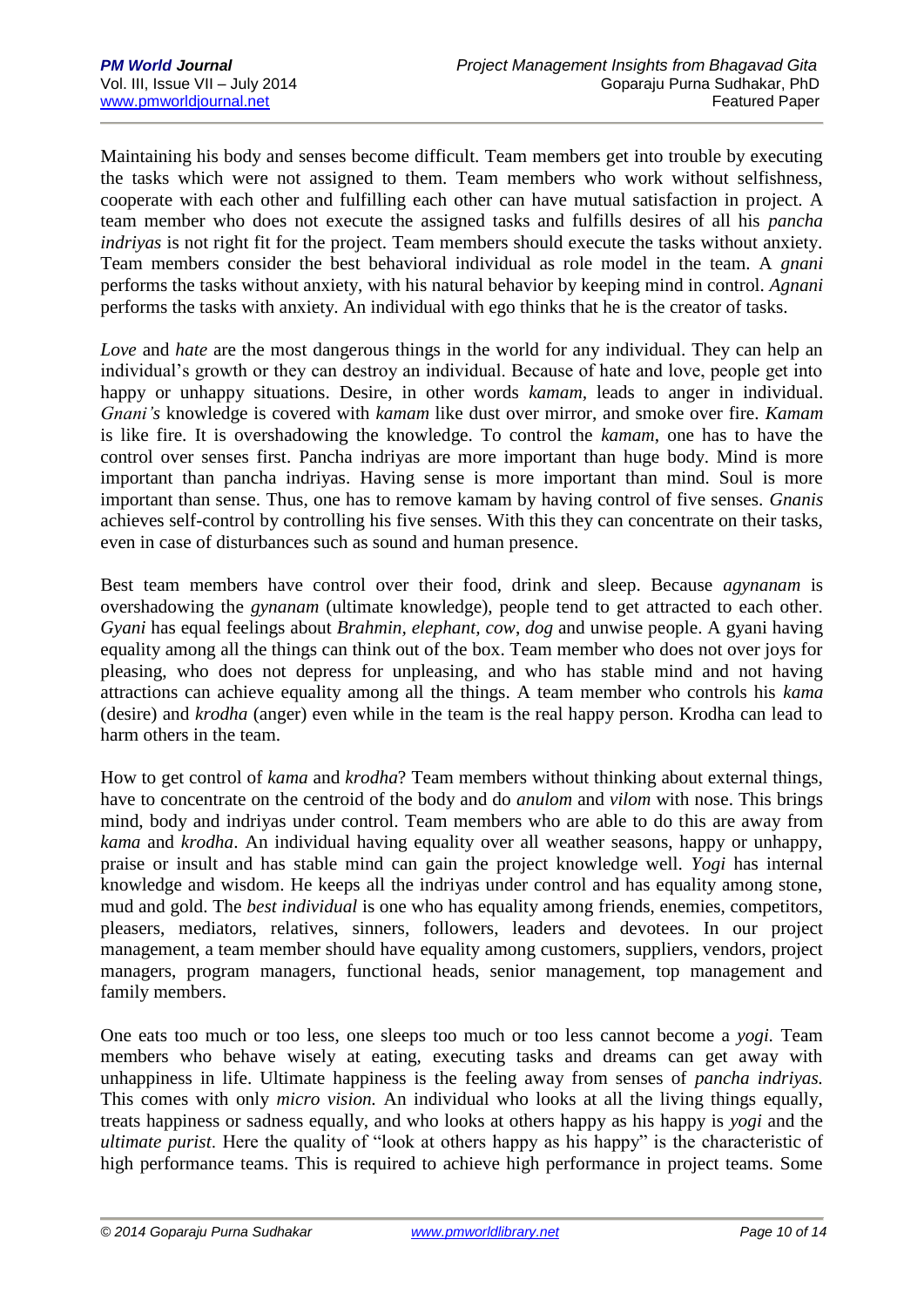Maintaining his body and senses become difficult. Team members get into trouble by executing the tasks which were not assigned to them. Team members who work without selfishness, cooperate with each other and fulfilling each other can have mutual satisfaction in project. A team member who does not execute the assigned tasks and fulfills desires of all his *pancha indriyas* is not right fit for the project. Team members should execute the tasks without anxiety. Team members consider the best behavioral individual as role model in the team. A *gnani* performs the tasks without anxiety, with his natural behavior by keeping mind in control. *Agnani* performs the tasks with anxiety. An individual with ego thinks that he is the creator of tasks.

*Love* and *hate* are the most dangerous things in the world for any individual. They can help an individual's growth or they can destroy an individual. Because of hate and love, people get into happy or unhappy situations. Desire, in other words *kamam*, leads to anger in individual. *Gnani's* knowledge is covered with *kamam* like dust over mirror, and smoke over fire. *Kamam* is like fire. It is overshadowing the knowledge. To control the *kamam*, one has to have the control over senses first. Pancha indriyas are more important than huge body. Mind is more important than pancha indriyas. Having sense is more important than mind. Soul is more important than sense. Thus, one has to remove kamam by having control of five senses. *Gnanis* achieves self-control by controlling his five senses. With this they can concentrate on their tasks, even in case of disturbances such as sound and human presence.

Best team members have control over their food, drink and sleep. Because *agynanam* is overshadowing the *gynanam* (ultimate knowledge), people tend to get attracted to each other. *Gyani* has equal feelings about *Brahmin, elephant, cow, dog* and unwise people. A gyani having equality among all the things can think out of the box. Team member who does not over joys for pleasing, who does not depress for unpleasing, and who has stable mind and not having attractions can achieve equality among all the things. A team member who controls his *kama* (desire) and *krodha* (anger) even while in the team is the real happy person. Krodha can lead to harm others in the team.

How to get control of *kama* and *krodha*? Team members without thinking about external things, have to concentrate on the centroid of the body and do *anulom* and *vilom* with nose. This brings mind, body and indriyas under control. Team members who are able to do this are away from *kama* and *krodha*. An individual having equality over all weather seasons, happy or unhappy, praise or insult and has stable mind can gain the project knowledge well. *Yogi* has internal knowledge and wisdom. He keeps all the indriyas under control and has equality among stone, mud and gold. The *best individual* is one who has equality among friends, enemies, competitors, pleasers, mediators, relatives, sinners, followers, leaders and devotees. In our project management, a team member should have equality among customers, suppliers, vendors, project managers, program managers, functional heads, senior management, top management and family members.

One eats too much or too less, one sleeps too much or too less cannot become a *yogi.* Team members who behave wisely at eating, executing tasks and dreams can get away with unhappiness in life. Ultimate happiness is the feeling away from senses of *pancha indriyas.* This comes with only *micro vision.* An individual who looks at all the living things equally, treats happiness or sadness equally, and who looks at others happy as his happy is *yogi* and the *ultimate purist*. Here the quality of "look at others happy as his happy" is the characteristic of high performance teams. This is required to achieve high performance in project teams. Some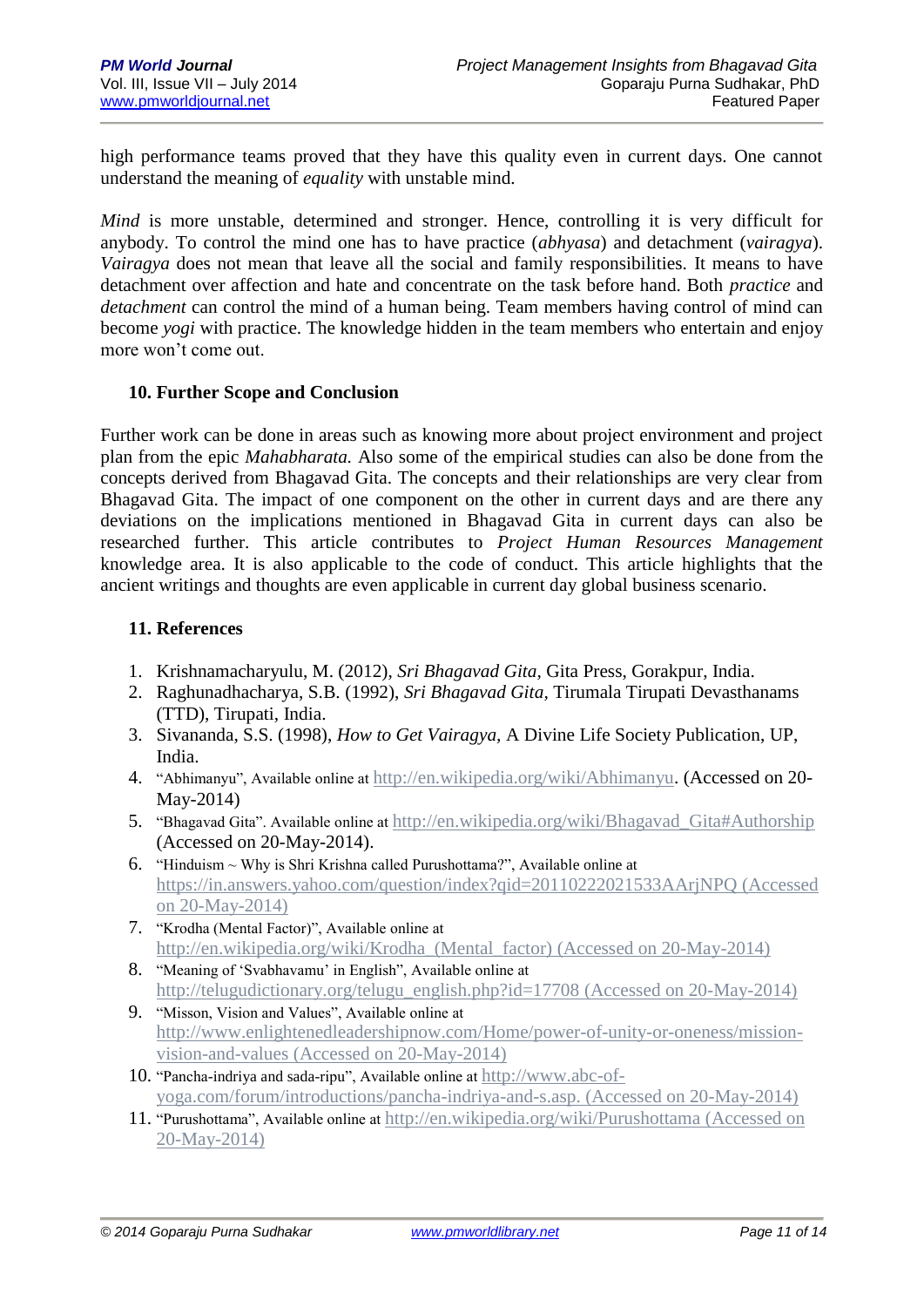high performance teams proved that they have this quality even in current days. One cannot understand the meaning of *equality* with unstable mind.

*Mind* is more unstable, determined and stronger. Hence, controlling it is very difficult for anybody. To control the mind one has to have practice (*abhyasa*) and detachment (*vairagya*). *Vairagya* does not mean that leave all the social and family responsibilities. It means to have detachment over affection and hate and concentrate on the task before hand. Both *practice* and *detachment* can control the mind of a human being. Team members having control of mind can become *yogi* with practice. The knowledge hidden in the team members who entertain and enjoy more won't come out.

## 10. Further Scope and Conclusion

Further work can be done in areas such as knowing more about project environment and project plan from the epic *Mahabharata.* Also some of the empirical studies can also be done from the concepts derived from Bhagavad Gita. The concepts and their relationships are very clear from Bhagavad Gita. The impact of one component on the other in current days and are there any deviations on the implications mentioned in Bhagavad Gita in current days can also be researched further. This article contributes to *Project Human Resources Management* knowledge area. It is also applicable to the code of conduct. This article highlights that the ancient writings and thoughts are even applicable in current day global business scenario.

## 11. References

1. Krishnamacharyulu, M. (2012), *Sri Bhagavad Gita*, Gita Press, Gorakpur, India.
2. Raghunadhacharya, S.B. (1992), *Sri Bhagavad Gita*, Tirumala Tirupati Devasthanams (TTD), Tirupati, India.
3. Sivananda, S.S. (1998), *How to Get Vairagya*, A Divine Life Society Publication, UP, India.
4. "Abhimanyu", Available online at http://en.wikipedia.org/wiki/Abhimanyu. (Accessed on 20-May-2014)
5. "Bhagavad Gita". Available online at http://en.wikipedia.org/wiki/Bhagavad_Gita#Authorship (Accessed on 20-May-2014).
6. "Hinduism ~ Why is Shri Krishna called Purushottama?", Available online at https://in.answers.yahoo.com/question/index?qid=20110222021533AArjNPQ (Accessed on 20-May-2014)
7. "Krodha (Mental Factor)", Available online at http://en.wikipedia.org/wiki/Krodha_(Mental_factor) (Accessed on 20-May-2014)
8. "Meaning of 'Svabhavamu' in English", Available online at http://telugudictionary.org/telugu_english.php?id=17708 (Accessed on 20-May-2014)
9. "Misson, Vision and Values", Available online at http://www.enlightenedleadershipnow.com/Home/power-of-unity-or-oneness/mission-vision-and-values (Accessed on 20-May-2014)
10. "Pancha-indriya and sada-ripu", Available online at http://www.abc-of-yoga.com/forum/introductions/pancha-indriya-and-s.asp. (Accessed on 20-May-2014)
11. "Purushottama", Available online at http://en.wikipedia.org/wiki/Purushottama (Accessed on 20-May-2014)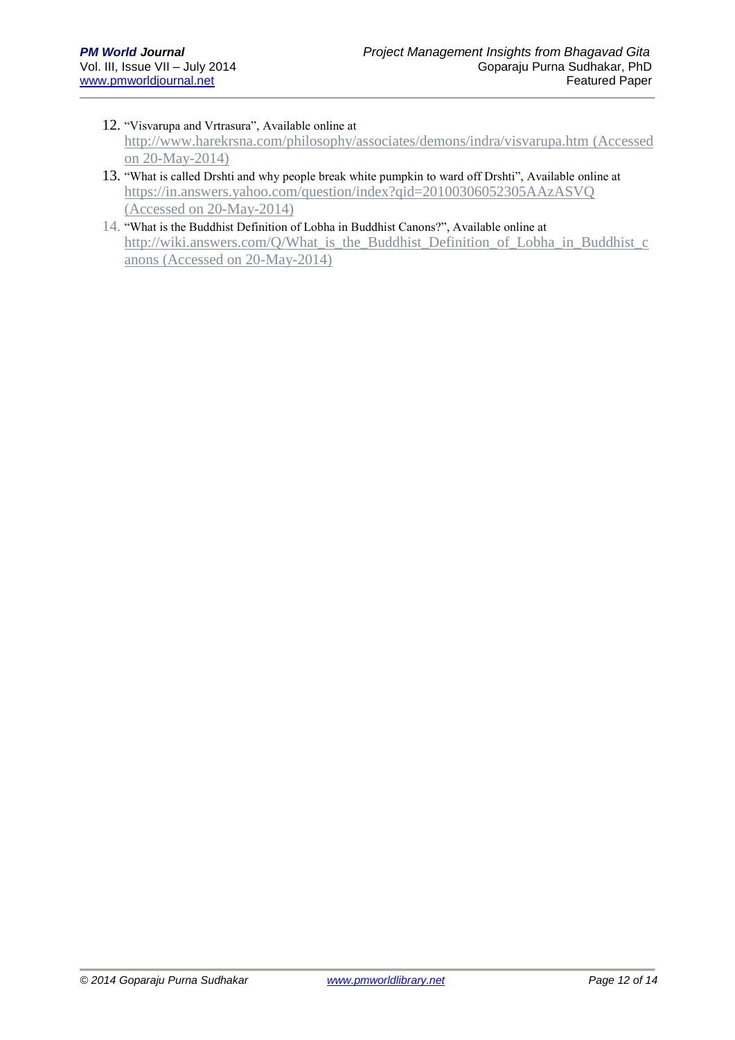12. "Visvarupa and Vrtrasura", Available online at http://www.harekrsna.com/philosophy/associates/demons/indra/visvarupa.htm (Accessed on 20-May-2014)
13. "What is called Drshti and why people break white pumpkin to ward off Drshti", Available online at https://in.answers.yahoo.com/question/index?qid=20100306052305AAzASVQ (Accessed on 20-May-2014)
14. "What is the Buddhist Definition of Lobha in Buddhist Canons?", Available online at http://wiki.answers.com/Q/What_is_the_Buddhist_Definition_of_Lobha_in_Buddhist_canons (Accessed on 20-May-2014)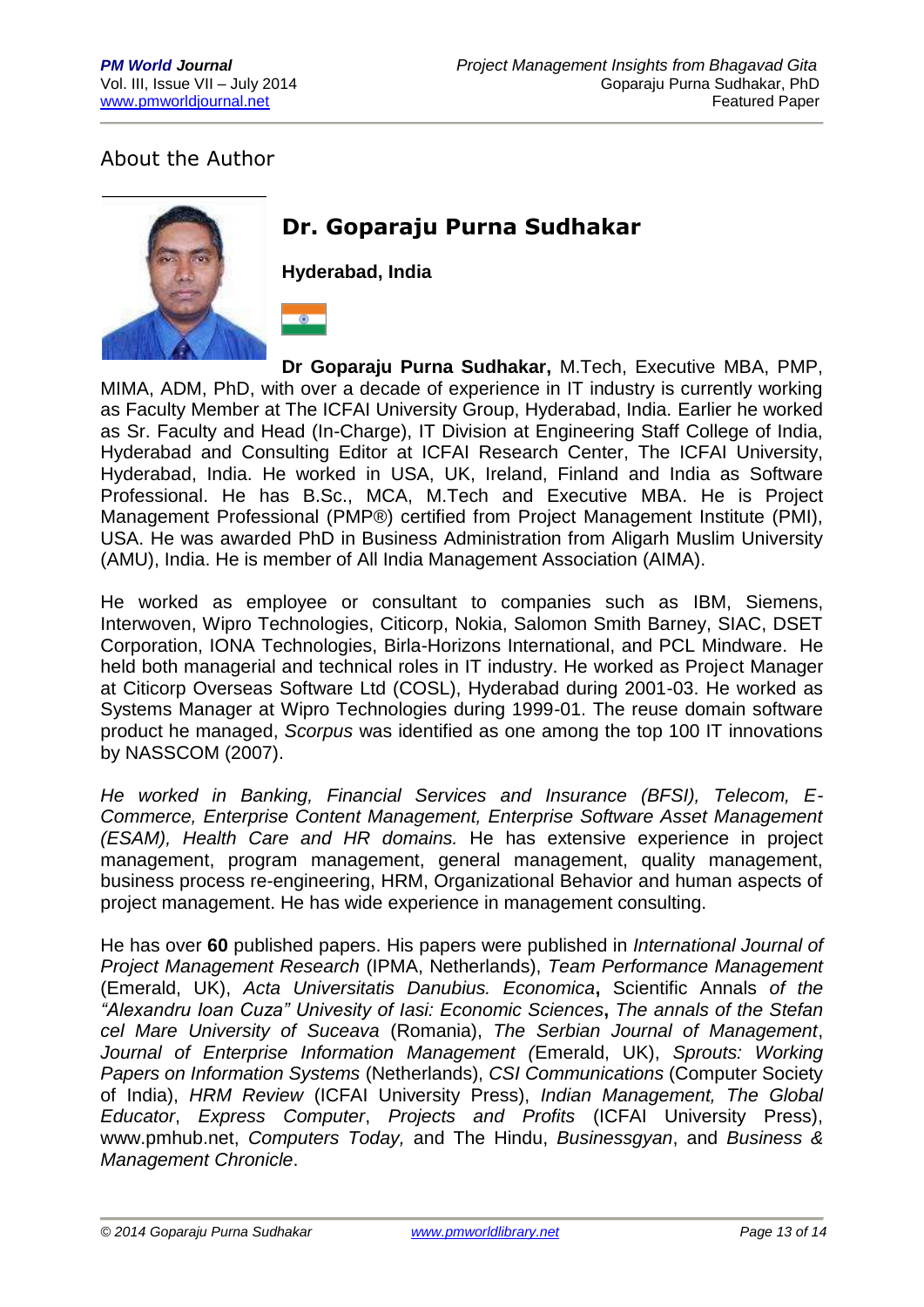## About the Author

# Dr. Goparaju Purna Sudhakar

**Hyderabad, India**

**Dr Goparaju Purna Sudhakar,** M.Tech, Executive MBA, PMP, MIMA, ADM, PhD, with over a decade of experience in IT industry is currently working as Faculty Member at The ICFAI University Group, Hyderabad, India. Earlier he worked as Sr. Faculty and Head (In-Charge), IT Division at Engineering Staff College of India, Hyderabad and Consulting Editor at ICFAI Research Center, The ICFAI University, Hyderabad, India. He worked in USA, UK, Ireland, Finland and India as Software Professional. He has B.Sc., MCA, M.Tech and Executive MBA. He is Project Management Professional (PMP®) certified from Project Management Institute (PMI), USA. He was awarded PhD in Business Administration from Aligarh Muslim University (AMU), India. He is member of All India Management Association (AIMA).

He worked as employee or consultant to companies such as IBM, Siemens, Interwoven, Wipro Technologies, Citicorp, Nokia, Salomon Smith Barney, SIAC, DSET Corporation, IONA Technologies, Birla-Horizons International, and PCL Mindware. He held both managerial and technical roles in IT industry. He worked as Project Manager at Citicorp Overseas Software Ltd (COSL), Hyderabad during 2001-03. He worked as Systems Manager at Wipro Technologies during 1999-01. The reuse domain software product he managed, *Scorpus* was identified as one among the top 100 IT innovations by NASSCOM (2007).

*He worked in Banking, Financial Services and Insurance (BFSI), Telecom, E-Commerce, Enterprise Content Management, Enterprise Software Asset Management (ESAM), Health Care and HR domains.* He has extensive experience in project management, program management, general management, quality management, business process re-engineering, HRM, Organizational Behavior and human aspects of project management. He has wide experience in management consulting.

He has over **60** published papers. His papers were published in *International Journal of Project Management Research* (IPMA, Netherlands), *Team Performance Management* (Emerald, UK), *Acta Universitatis Danubius. Economica***,** Scientific Annals *of the "Alexandru Ioan Cuza" Univesity of Iasi: Economic Sciences***,** *The annals of the Stefan cel Mare University of Suceava* (Romania), *The Serbian Journal of Management*, *Journal of Enterprise Information Management (*Emerald, UK), *Sprouts: Working Papers on Information Systems* (Netherlands), *CSI Communications* (Computer Society of India), *HRM Review* (ICFAI University Press), *Indian Management, The Global Educator*, *Express Computer*, *Projects and Profits* (ICFAI University Press), www.pmhub.net, *Computers Today,* and The Hindu, *Businessgyan*, and *Business & Management Chronicle*.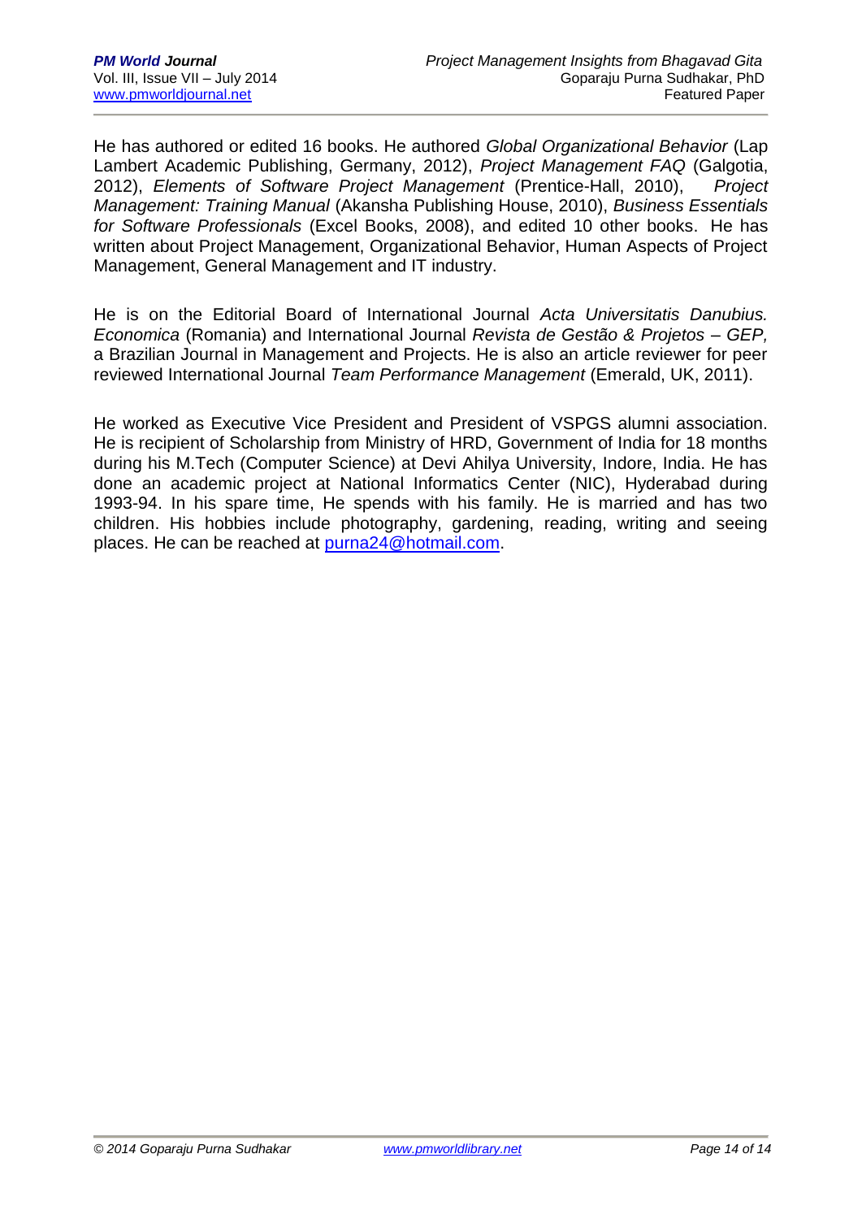He has authored or edited 16 books. He authored *Global Organizational Behavior* (Lap Lambert Academic Publishing, Germany, 2012), *Project Management FAQ* (Galgotia, 2012), *Elements of Software Project Management* (Prentice-Hall, 2010), *Project Management: Training Manual* (Akansha Publishing House, 2010), *Business Essentials for Software Professionals* (Excel Books, 2008), and edited 10 other books. He has written about Project Management, Organizational Behavior, Human Aspects of Project Management, General Management and IT industry.

He is on the Editorial Board of International Journal *Acta Universitatis Danubius. Economica* (Romania) and International Journal *Revista de Gestão & Projetos – GEP,* a Brazilian Journal in Management and Projects. He is also an article reviewer for peer reviewed International Journal *Team Performance Management* (Emerald, UK, 2011).

He worked as Executive Vice President and President of VSPGS alumni association. He is recipient of Scholarship from Ministry of HRD, Government of India for 18 months during his M.Tech (Computer Science) at Devi Ahilya University, Indore, India. He has done an academic project at National Informatics Center (NIC), Hyderabad during 1993-94. In his spare time, He spends with his family. He is married and has two children. His hobbies include photography, gardening, reading, writing and seeing places. He can be reached at [purna24@hotmail.com](mailto:purna24@hotmail.com).